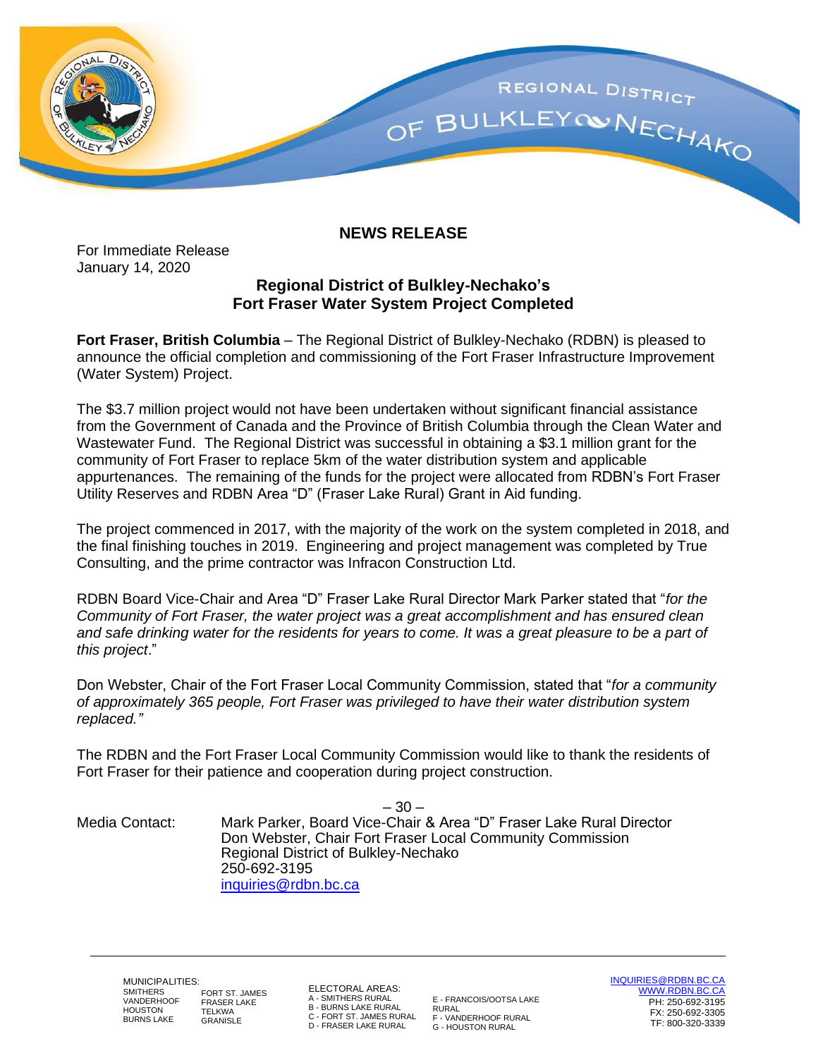REGIONAL DISTRICT OF BULKLEY NECHAKO

## NEWS RELEASE

For Immediate Release
January 14, 2020

# Regional District of Bulkley-Nechako's Fort Fraser Water System Project Completed

**Fort Fraser, British Columbia** – The Regional District of Bulkley-Nechako (RDBN) is pleased to announce the official completion and commissioning of the Fort Fraser Infrastructure Improvement (Water System) Project.

The $3.7 million project would not have been undertaken without significant financial assistance from the Government of Canada and the Province of British Columbia through the Clean Water and Wastewater Fund. The Regional District was successful in obtaining a $3.1 million grant for the community of Fort Fraser to replace 5km of the water distribution system and applicable appurtenances. The remaining of the funds for the project were allocated from RDBN's Fort Fraser Utility Reserves and RDBN Area "D" (Fraser Lake Rural) Grant in Aid funding.

The project commenced in 2017, with the majority of the work on the system completed in 2018, and the final finishing touches in 2019. Engineering and project management was completed by True Consulting, and the prime contractor was Infracon Construction Ltd.

RDBN Board Vice-Chair and Area "D" Fraser Lake Rural Director Mark Parker stated that "*for the Community of Fort Fraser, the water project was a great accomplishment and has ensured clean and safe drinking water for the residents for years to come. It was a great pleasure to be a part of this project*."

Don Webster, Chair of the Fort Fraser Local Community Commission, stated that "*for a community of approximately 365 people, Fort Fraser was privileged to have their water distribution system replaced."*

The RDBN and the Fort Fraser Local Community Commission would like to thank the residents of Fort Fraser for their patience and cooperation during project construction.

– 30 –

Media Contact: Mark Parker, Board Vice-Chair & Area "D" Fraser Lake Rural Director
Don Webster, Chair Fort Fraser Local Community Commission
Regional District of Bulkley-Nechako
250-692-3195
inquiries@rdbn.bc.ca

---

MUNICIPALITIES:
SMITHERS, VANDERHOOF, HOUSTON, BURNS LAKE, FORT ST. JAMES, FRASER LAKE, TELKWA, GRANISLE

ELECTORAL AREAS:
A - SMITHERS RURAL
B - BURNS LAKE RURAL
C - FORT ST. JAMES RURAL
D - FRASER LAKE RURAL
E - FRANCOIS/OOTSA LAKE RURAL
F - VANDERHOOF RURAL
G - HOUSTON RURAL

INQUIRIES@RDBN.BC.CA
WWW.RDBN.BC.CA
PH: 250-692-3195
FX: 250-692-3305
TF: 800-320-3339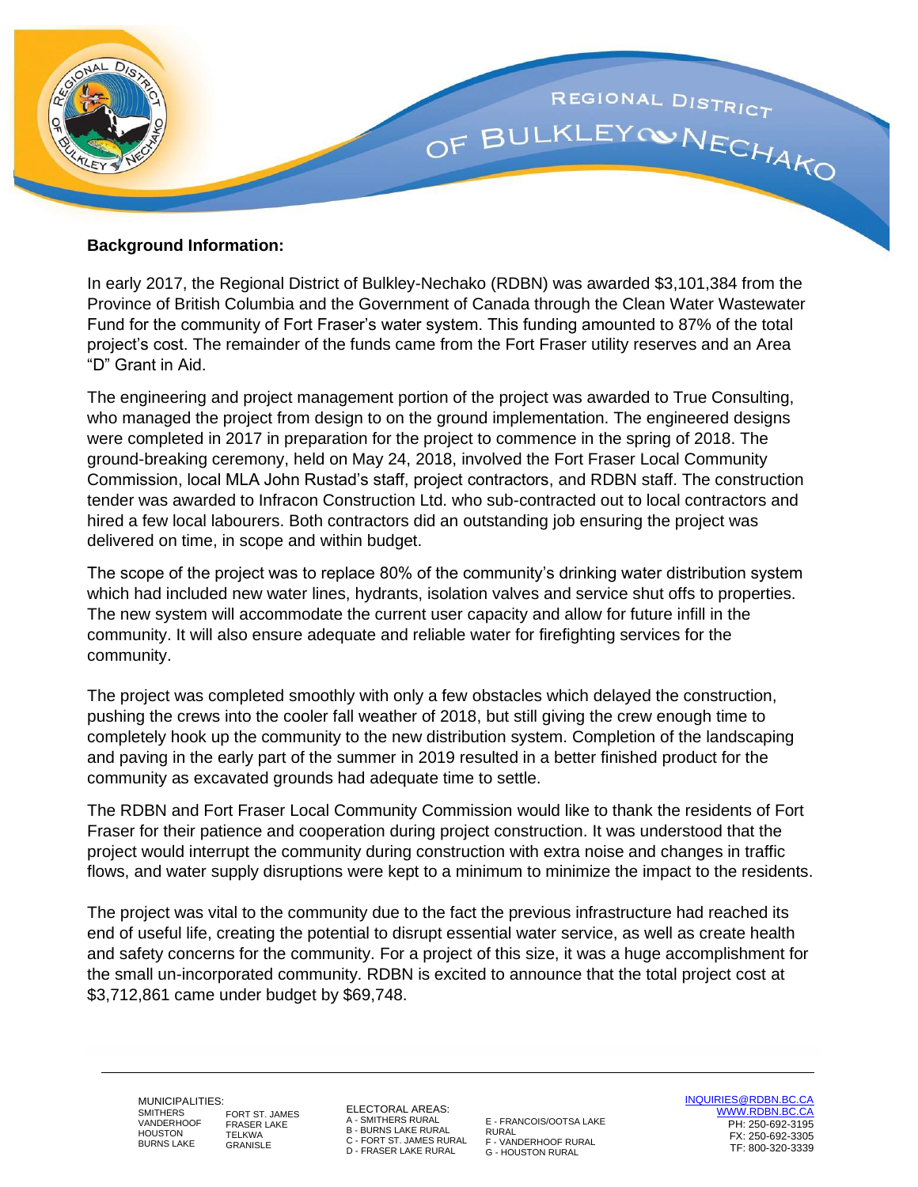**Background Information:**

In early 2017, the Regional District of Bulkley-Nechako (RDBN) was awarded $3,101,384 from the Province of British Columbia and the Government of Canada through the Clean Water Wastewater Fund for the community of Fort Fraser's water system. This funding amounted to 87% of the total project's cost. The remainder of the funds came from the Fort Fraser utility reserves and an Area "D" Grant in Aid.

The engineering and project management portion of the project was awarded to True Consulting, who managed the project from design to on the ground implementation. The engineered designs were completed in 2017 in preparation for the project to commence in the spring of 2018. The ground-breaking ceremony, held on May 24, 2018, involved the Fort Fraser Local Community Commission, local MLA John Rustad's staff, project contractors, and RDBN staff. The construction tender was awarded to Infracon Construction Ltd. who sub-contracted out to local contractors and hired a few local labourers. Both contractors did an outstanding job ensuring the project was delivered on time, in scope and within budget.

The scope of the project was to replace 80% of the community's drinking water distribution system which had included new water lines, hydrants, isolation valves and service shut offs to properties. The new system will accommodate the current user capacity and allow for future infill in the community. It will also ensure adequate and reliable water for firefighting services for the community.

The project was completed smoothly with only a few obstacles which delayed the construction, pushing the crews into the cooler fall weather of 2018, but still giving the crew enough time to completely hook up the community to the new distribution system. Completion of the landscaping and paving in the early part of the summer in 2019 resulted in a better finished product for the community as excavated grounds had adequate time to settle.

The RDBN and Fort Fraser Local Community Commission would like to thank the residents of Fort Fraser for their patience and cooperation during project construction. It was understood that the project would interrupt the community during construction with extra noise and changes in traffic flows, and water supply disruptions were kept to a minimum to minimize the impact to the residents.

The project was vital to the community due to the fact the previous infrastructure had reached its end of useful life, creating the potential to disrupt essential water service, as well as create health and safety concerns for the community. For a project of this size, it was a huge accomplishment for the small un-incorporated community. RDBN is excited to announce that the total project cost at $3,712,861 came under budget by $69,748.